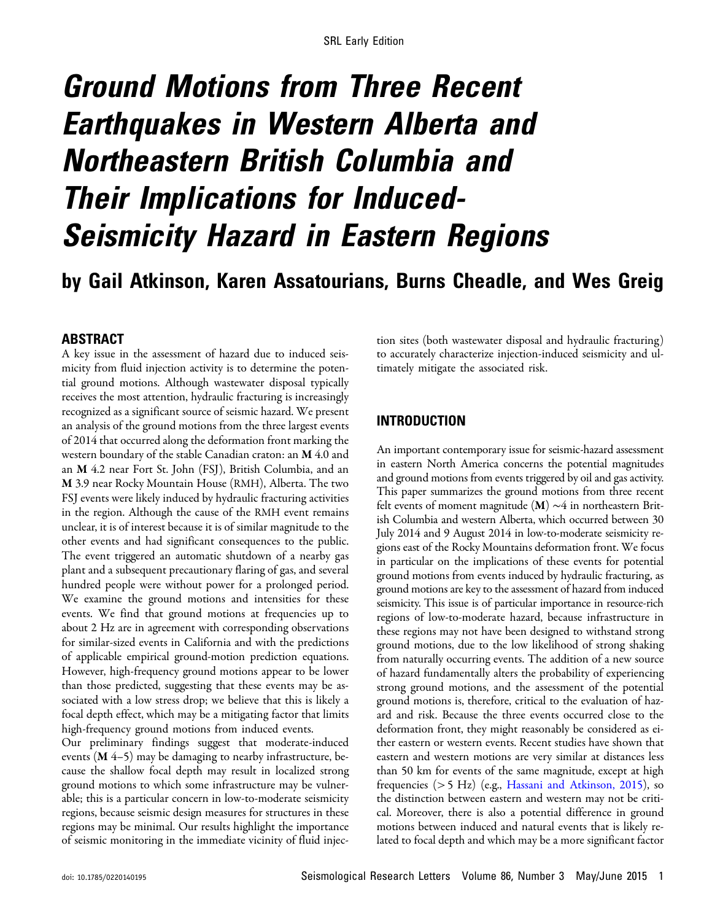# Ground Motions from Three Recent Earthquakes in Western Alberta and Northeastern British Columbia and Their Implications for Induced-Seismicity Hazard in Eastern Regions

## by Gail Atkinson, Karen Assatourians, Burns Cheadle, and Wes Greig

### ABSTRACT

A key issue in the assessment of hazard due to induced seismicity from fluid injection activity is to determine the potential ground motions. Although wastewater disposal typically receives the most attention, hydraulic fracturing is increasingly recognized as a significant source of seismic hazard. We present an analysis of the ground motions from the three largest events of 2014 that occurred along the deformation front marking the western boundary of the stable Canadian craton: an **M** 4.0 and an **M** 4.2 near Fort St. John (FSJ), British Columbia, and an **M** 3.9 near Rocky Mountain House (RMH), Alberta. The two FSJ events were likely induced by hydraulic fracturing activities in the region. Although the cause of the RMH event remains unclear, it is of interest because it is of similar magnitude to the other events and had significant consequences to the public. The event triggered an automatic shutdown of a nearby gas plant and a subsequent precautionary flaring of gas, and several hundred people were without power for a prolonged period. We examine the ground motions and intensities for these events. We find that ground motions at frequencies up to about 2 Hz are in agreement with corresponding observations for similar-sized events in California and with the predictions of applicable empirical ground-motion prediction equations. However, high-frequency ground motions appear to be lower than those predicted, suggesting that these events may be associated with a low stress drop; we believe that this is likely a focal depth effect, which may be a mitigating factor that limits high-frequency ground motions from induced events.

Our preliminary findings suggest that moderate-induced events (**M** 4–5) may be damaging to nearby infrastructure, because the shallow focal depth may result in localized strong ground motions to which some infrastructure may be vulnerable; this is a particular concern in low-to-moderate seismicity regions, because seismic design measures for structures in these regions may be minimal. Our results highlight the importance of seismic monitoring in the immediate vicinity of fluid injection sites (both wastewater disposal and hydraulic fracturing) to accurately characterize injection-induced seismicity and ultimately mitigate the associated risk.

### INTRODUCTION

An important contemporary issue for seismic-hazard assessment in eastern North America concerns the potential magnitudes and ground motions from events triggered by oil and gas activity. This paper summarizes the ground motions from three recent felt events of moment magnitude (**M**) ~4 in northeastern British Columbia and western Alberta, which occurred between 30 July 2014 and 9 August 2014 in low-to-moderate seismicity regions east of the Rocky Mountains deformation front. We focus in particular on the implications of these events for potential ground motions from events induced by hydraulic fracturing, as ground motions are key to the assessment of hazard from induced seismicity. This issue is of particular importance in resource-rich regions of low-to-moderate hazard, because infrastructure in these regions may not have been designed to withstand strong ground motions, due to the low likelihood of strong shaking from naturally occurring events. The addition of a new source of hazard fundamentally alters the probability of experiencing strong ground motions, and the assessment of the potential ground motions is, therefore, critical to the evaluation of hazard and risk. Because the three events occurred close to the deformation front, they might reasonably be considered as either eastern or western events. Recent studies have shown that eastern and western motions are very similar at distances less than 50 km for events of the same magnitude, except at high frequencies (> 5 Hz) (e.g., Hassani and Atkinson, 2015), so the distinction between eastern and western may not be critical. Moreover, there is also a potential difference in ground motions between induced and natural events that is likely related to focal depth and which may be a more significant factor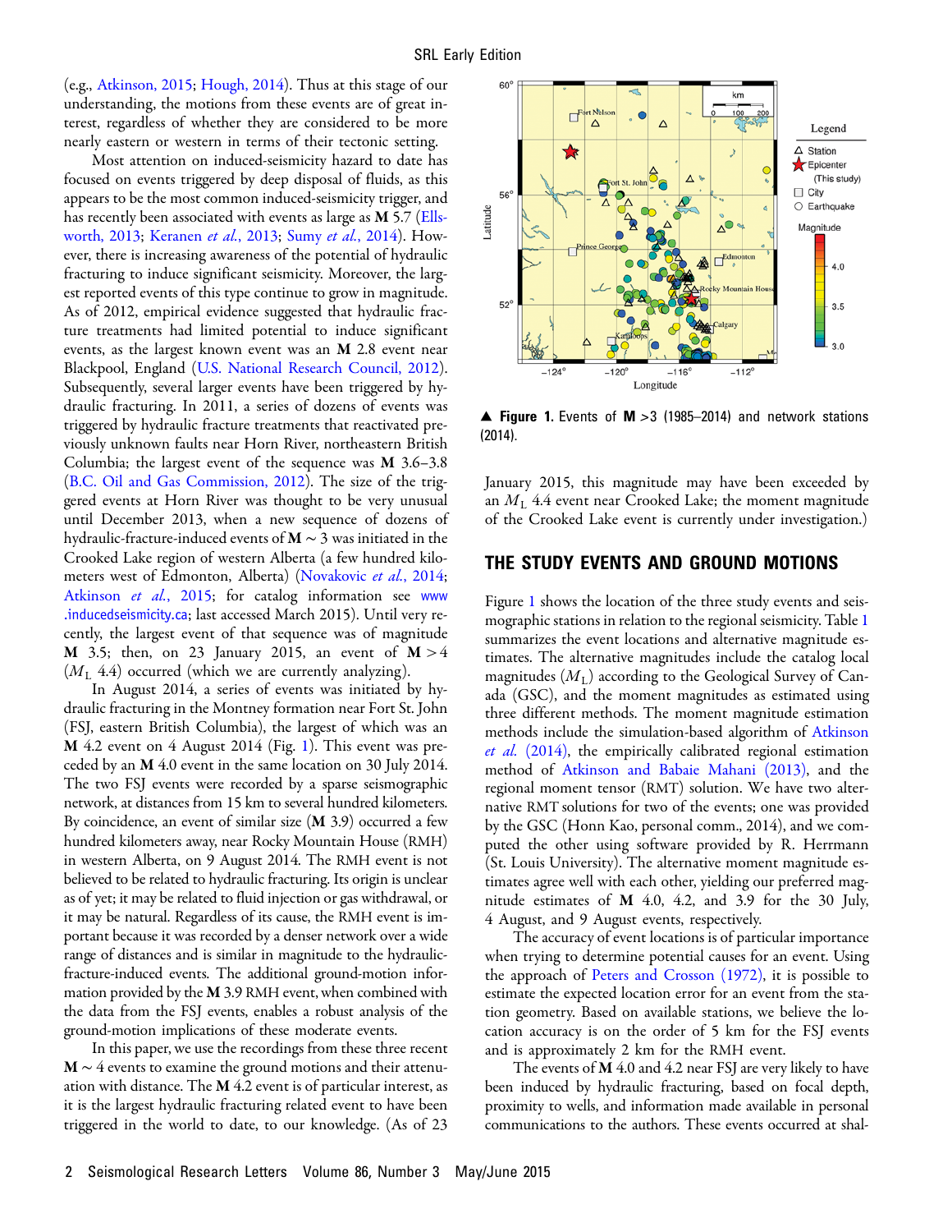(e.g., Atkinson, 2015; Hough, 2014). Thus at this stage of our understanding, the motions from these events are of great interest, regardless of whether they are considered to be more nearly eastern or western in terms of their tectonic setting.

Most attention on induced-seismicity hazard to date has focused on events triggered by deep disposal of fluids, as this appears to be the most common induced-seismicity trigger, and has recently been associated with events as large as **M** 5.7 (Ellsworth, 2013; Keranen *et al.*, 2013; Sumy *et al.*, 2014). However, there is increasing awareness of the potential of hydraulic fracturing to induce significant seismicity. Moreover, the largest reported events of this type continue to grow in magnitude. As of 2012, empirical evidence suggested that hydraulic fracture treatments had limited potential to induce significant events, as the largest known event was an **M** 2.8 event near Blackpool, England (U.S. National Research Council, 2012). Subsequently, several larger events have been triggered by hydraulic fracturing. In 2011, a series of dozens of events was triggered by hydraulic fracture treatments that reactivated previously unknown faults near Horn River, northeastern British Columbia; the largest event of the sequence was **M** 3.6–3.8 (B.C. Oil and Gas Commission, 2012). The size of the triggered events at Horn River was thought to be very unusual until December 2013, when a new sequence of dozens of hydraulic-fracture-induced events of **M** ~ 3 was initiated in the Crooked Lake region of western Alberta (a few hundred kilometers west of Edmonton, Alberta) (Novakovic *et al.*, 2014; Atkinson *et al.*, 2015; for catalog information see www.inducedseismicity.ca; last accessed March 2015). Until very recently, the largest event of that sequence was of magnitude **M** 3.5; then, on 23 January 2015, an event of **M** > 4 ($M_L$ 4.4) occurred (which we are currently analyzing).

In August 2014, a series of events was initiated by hydraulic fracturing in the Montney formation near Fort St. John (FSJ, eastern British Columbia), the largest of which was an **M** 4.2 event on 4 August 2014 (Fig. 1). This event was preceded by an **M** 4.0 event in the same location on 30 July 2014. The two FSJ events were recorded by a sparse seismographic network, at distances from 15 km to several hundred kilometers. By coincidence, an event of similar size (**M** 3.9) occurred a few hundred kilometers away, near Rocky Mountain House (RMH) in western Alberta, on 9 August 2014. The RMH event is not believed to be related to hydraulic fracturing. Its origin is unclear as of yet; it may be related to fluid injection or gas withdrawal, or it may be natural. Regardless of its cause, the RMH event is important because it was recorded by a denser network over a wide range of distances and is similar in magnitude to the hydraulic-fracture-induced events. The additional ground-motion information provided by the **M** 3.9 RMH event, when combined with the data from the FSJ events, enables a robust analysis of the ground-motion implications of these moderate events.

In this paper, we use the recordings from these three recent **M** ~ 4 events to examine the ground motions and their attenuation with distance. The **M** 4.2 event is of particular interest, as it is the largest hydraulic fracturing related event to have been triggered in the world to date, to our knowledge. (As of 23 January 2015, this magnitude may have been exceeded by an $M_L$ 4.4 event near Crooked Lake; the moment magnitude of the Crooked Lake event is currently under investigation.)

▲ **Figure 1.** Events of **M** >3 (1985–2014) and network stations (2014).

## THE STUDY EVENTS AND GROUND MOTIONS

Figure 1 shows the location of the three study events and seismographic stations in relation to the regional seismicity. Table 1 summarizes the event locations and alternative magnitude estimates. The alternative magnitudes include the catalog local magnitudes ($M_L$) according to the Geological Survey of Canada (GSC), and the moment magnitudes as estimated using three different methods. The moment magnitude estimation methods include the simulation-based algorithm of Atkinson *et al.* (2014), the empirically calibrated regional estimation method of Atkinson and Babaie Mahani (2013), and the regional moment tensor (RMT) solution. We have two alternative RMT solutions for two of the events; one was provided by the GSC (Honn Kao, personal comm., 2014), and we computed the other using software provided by R. Herrmann (St. Louis University). The alternative moment magnitude estimates agree well with each other, yielding our preferred magnitude estimates of **M** 4.0, 4.2, and 3.9 for the 30 July, 4 August, and 9 August events, respectively.

The accuracy of event locations is of particular importance when trying to determine potential causes for an event. Using the approach of Peters and Crosson (1972), it is possible to estimate the expected location error for an event from the station geometry. Based on available stations, we believe the location accuracy is on the order of 5 km for the FSJ events and is approximately 2 km for the RMH event.

The events of **M** 4.0 and 4.2 near FSJ are very likely to have been induced by hydraulic fracturing, based on focal depth, proximity to wells, and information made available in personal communications to the authors. These events occurred at shal-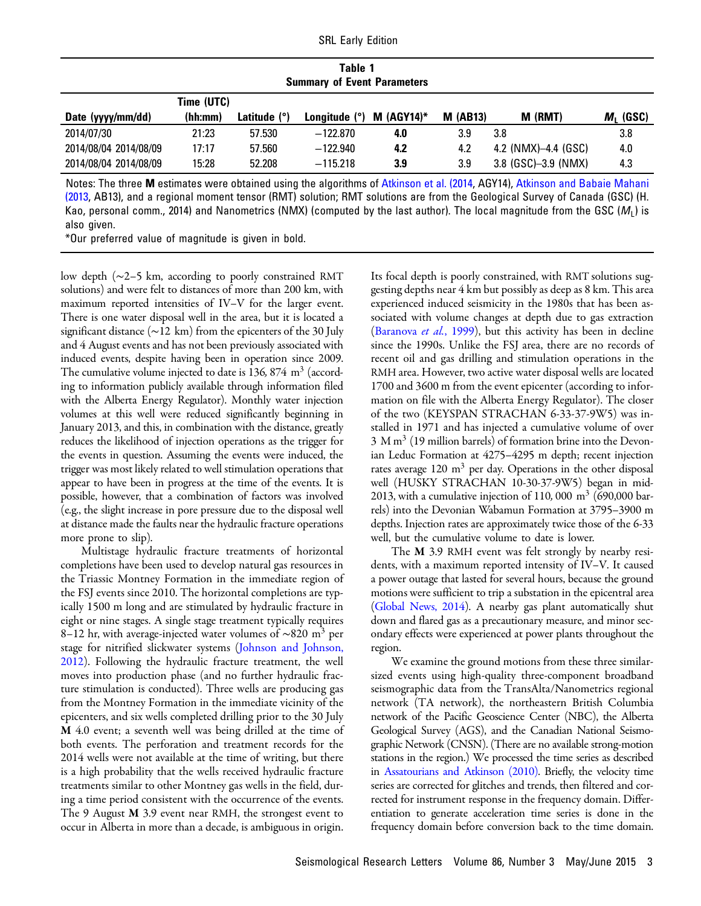**Table 1**
**Summary of Event Parameters**

| Date (yyyy/mm/dd) | Time (UTC) (hh:mm) | Latitude (°) | Longitude (°) | M (AGY14)* | M (AB13) | M (RMT) | $M_L$ (GSC) |
|---|---|---|---|---|---|---|---|
| 2014/07/30 | 21:23 | 57.530 | −122.870 | **4.0** | 3.9 | 3.8 | 3.8 |
| 2014/08/04 2014/08/09 | 17:17 | 57.560 | −122.940 | **4.2** | 4.2 | 4.2 (NMX)–4.4 (GSC) | 4.0 |
| 2014/08/04 2014/08/09 | 15:28 | 52.208 | −115.218 | **3.9** | 3.9 | 3.8 (GSC)–3.9 (NMX) | 4.3 |

Notes: The three **M** estimates were obtained using the algorithms of Atkinson et al. (2014, AGY14), Atkinson and Babaie Mahani (2013, AB13), and a regional moment tensor (RMT) solution; RMT solutions are from the Geological Survey of Canada (GSC) (H. Kao, personal comm., 2014) and Nanometrics (NMX) (computed by the last author). The local magnitude from the GSC ($M_L$) is also given.

*Our preferred value of magnitude is given in bold.

low depth (~2–5 km, according to poorly constrained RMT solutions) and were felt to distances of more than 200 km, with maximum reported intensities of IV–V for the larger event. There is one water disposal well in the area, but it is located a significant distance (~12 km) from the epicenters of the 30 July and 4 August events and has not been previously associated with induced events, despite having been in operation since 2009. The cumulative volume injected to date is 136,874 $m^3$ (according to information publicly available through information filed with the Alberta Energy Regulator). Monthly water injection volumes at this well were reduced significantly beginning in January 2013, and this, in combination with the distance, greatly reduces the likelihood of injection operations as the trigger for the events in question. Assuming the events were induced, the trigger was most likely related to well stimulation operations that appear to have been in progress at the time of the events. It is possible, however, that a combination of factors was involved (e.g., the slight increase in pore pressure due to the disposal well at distance made the faults near the hydraulic fracture operations more prone to slip).

Multistage hydraulic fracture treatments of horizontal completions have been used to develop natural gas resources in the Triassic Montney Formation in the immediate region of the FSJ events since 2010. The horizontal completions are typically 1500 m long and are stimulated by hydraulic fracture in eight or nine stages. A single stage treatment typically requires 8–12 hr, with average-injected water volumes of ~820 $m^3$ per stage for nitrified slickwater systems (Johnson and Johnson, 2012). Following the hydraulic fracture treatment, the well moves into production phase (and no further hydraulic fracture stimulation is conducted). Three wells are producing gas from the Montney Formation in the immediate vicinity of the epicenters, and six wells completed drilling prior to the 30 July **M** 4.0 event; a seventh well was being drilled at the time of both events. The perforation and treatment records for the 2014 wells were not available at the time of writing, but there is a high probability that the wells received hydraulic fracture treatments similar to other Montney gas wells in the field, during a time period consistent with the occurrence of the events. The 9 August **M** 3.9 event near RMH, the strongest event to occur in Alberta in more than a decade, is ambiguous in origin. Its focal depth is poorly constrained, with RMT solutions suggesting depths near 4 km but possibly as deep as 8 km. This area experienced induced seismicity in the 1980s that has been associated with volume changes at depth due to gas extraction (Baranova *et al.*, 1999), but this activity has been in decline since the 1990s. Unlike the FSJ area, there are no records of recent oil and gas drilling and stimulation operations in the RMH area. However, two active water disposal wells are located 1700 and 3600 m from the event epicenter (according to information on file with the Alberta Energy Regulator). The closer of the two (KEYSPAN STRACHAN 6-33-37-9W5) was installed in 1971 and has injected a cumulative volume of over 3 M $m^3$ (19 million barrels) of formation brine into the Devonian Leduc Formation at 4275–4295 m depth; recent injection rates average 120 $m^3$ per day. Operations in the other disposal well (HUSKY STRACHAN 10-30-37-9W5) began in mid-2013, with a cumulative injection of 110,000 $m^3$ (690,000 barrels) into the Devonian Wabamun Formation at 3795–3900 m depths. Injection rates are approximately twice those of the 6-33 well, but the cumulative volume to date is lower.

The **M** 3.9 RMH event was felt strongly by nearby residents, with a maximum reported intensity of IV–V. It caused a power outage that lasted for several hours, because the ground motions were sufficient to trip a substation in the epicentral area (Global News, 2014). A nearby gas plant automatically shut down and flared gas as a precautionary measure, and minor secondary effects were experienced at power plants throughout the region.

We examine the ground motions from these three similar-sized events using high-quality three-component broadband seismographic data from the TransAlta/Nanometrics regional network (TA network), the northeastern British Columbia network of the Pacific Geoscience Center (NBC), the Alberta Geological Survey (AGS), and the Canadian National Seismographic Network (CNSN). (There are no available strong-motion stations in the region.) We processed the time series as described in Assatourians and Atkinson (2010). Briefly, the velocity time series are corrected for glitches and trends, then filtered and corrected for instrument response in the frequency domain. Differentiation to generate acceleration time series is done in the frequency domain before conversion back to the time domain.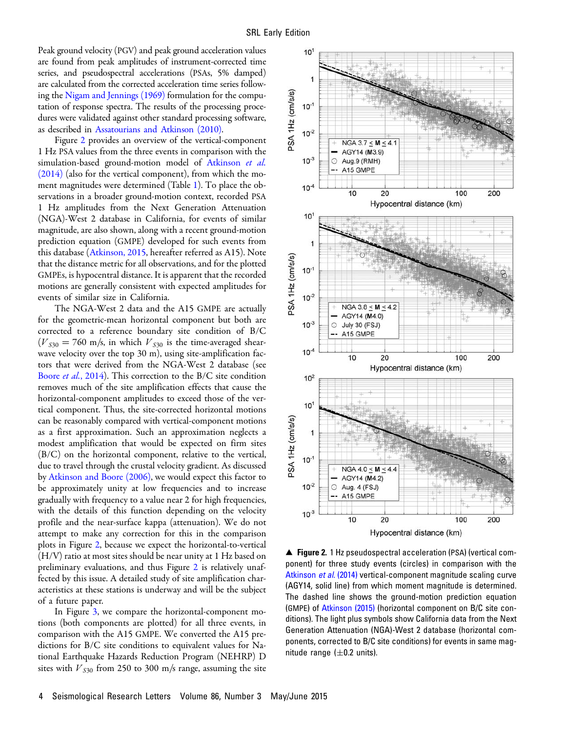Peak ground velocity (PGV) and peak ground acceleration values are found from peak amplitudes of instrument-corrected time series, and pseudospectral accelerations (PSAs, 5% damped) are calculated from the corrected acceleration time series following the Nigam and Jennings (1969) formulation for the computation of response spectra. The results of the processing procedures were validated against other standard processing software, as described in Assatourians and Atkinson (2010).

Figure 2 provides an overview of the vertical-component 1 Hz PSA values from the three events in comparison with the simulation-based ground-motion model of Atkinson *et al.* (2014) (also for the vertical component), from which the moment magnitudes were determined (Table 1). To place the observations in a broader ground-motion context, recorded PSA 1 Hz amplitudes from the Next Generation Attenuation (NGA)-West 2 database in California, for events of similar magnitude, are also shown, along with a recent ground-motion prediction equation (GMPE) developed for such events from this database (Atkinson, 2015, hereafter referred to as A15). Note that the distance metric for all observations, and for the plotted GMPEs, is hypocentral distance. It is apparent that the recorded motions are generally consistent with expected amplitudes for events of similar size in California.

The NGA-West 2 data and the A15 GMPE are actually for the geometric-mean horizontal component but both are corrected to a reference boundary site condition of B/C ($V_{S30} = 760$ m/s, in which $V_{S30}$ is the time-averaged shear-wave velocity over the top 30 m), using site-amplification factors that were derived from the NGA-West 2 database (see Boore *et al.*, 2014). This correction to the B/C site condition removes much of the site amplification effects that cause the horizontal-component amplitudes to exceed those of the vertical component. Thus, the site-corrected horizontal motions can be reasonably compared with vertical-component motions as a first approximation. Such an approximation neglects a modest amplification that would be expected on firm sites (B/C) on the horizontal component, relative to the vertical, due to travel through the crustal velocity gradient. As discussed by Atkinson and Boore (2006), we would expect this factor to be approximately unity at low frequencies and to increase gradually with frequency to a value near 2 for high frequencies, with the details of this function depending on the velocity profile and the near-surface kappa (attenuation). We do not attempt to make any correction for this in the comparison plots in Figure 2, because we expect the horizontal-to-vertical (H/V) ratio at most sites should be near unity at 1 Hz based on preliminary evaluations, and thus Figure 2 is relatively unaffected by this issue. A detailed study of site amplification characteristics at these stations is underway and will be the subject of a future paper.

In Figure 3, we compare the horizontal-component motions (both components are plotted) for all three events, in comparison with the A15 GMPE. We converted the A15 predictions for B/C site conditions to equivalent values for National Earthquake Hazards Reduction Program (NEHRP) D sites with $V_{S30}$ from 250 to 300 m/s range, assuming the site

▲ **Figure 2.** 1 Hz pseudospectral acceleration (PSA) (vertical component) for three study events (circles) in comparison with the Atkinson *et al.* (2014) vertical-component magnitude scaling curve (AGY14, solid line) from which moment magnitude is determined. The dashed line shows the ground-motion prediction equation (GMPE) of Atkinson (2015) (horizontal component on B/C site conditions). The light plus symbols show California data from the Next Generation Attenuation (NGA)-West 2 database (horizontal components, corrected to B/C site conditions) for events in same magnitude range (±0.2 units).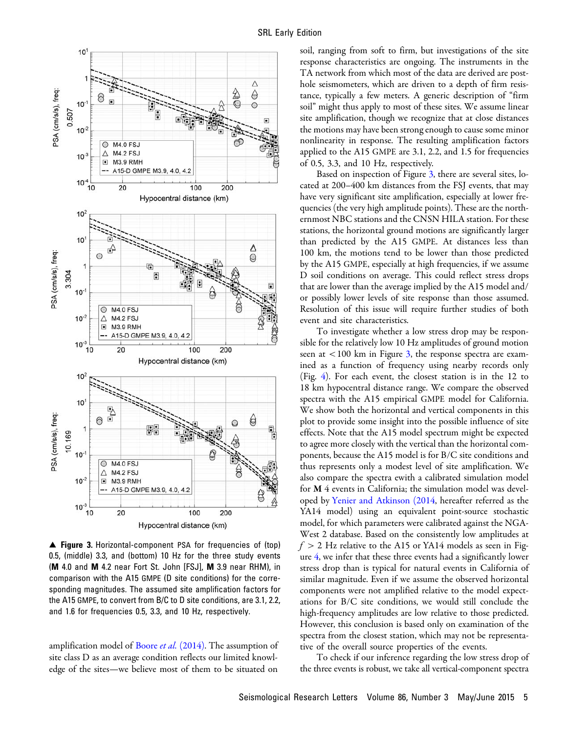▲ **Figure 3.** Horizontal-component PSA for frequencies of (top) 0.5, (middle) 3.3, and (bottom) 10 Hz for the three study events (**M** 4.0 and **M** 4.2 near Fort St. John [FSJ], **M** 3.9 near RHM), in comparison with the A15 GMPE (D site conditions) for the corresponding magnitudes. The assumed site amplification factors for the A15 GMPE, to convert from B/C to D site conditions, are 3.1, 2.2, and 1.6 for frequencies 0.5, 3.3, and 10 Hz, respectively.

amplification model of Boore *et al.* (2014). The assumption of site class D as an average condition reflects our limited knowledge of the sites—we believe most of them to be situated on soil, ranging from soft to firm, but investigations of the site response characteristics are ongoing. The instruments in the TA network from which most of the data are derived are posthole seismometers, which are driven to a depth of firm resistance, typically a few meters. A generic description of "firm soil" might thus apply to most of these sites. We assume linear site amplification, though we recognize that at close distances the motions may have been strong enough to cause some minor nonlinearity in response. The resulting amplification factors applied to the A15 GMPE are 3.1, 2.2, and 1.5 for frequencies of 0.5, 3.3, and 10 Hz, respectively.

Based on inspection of Figure 3, there are several sites, located at 200–400 km distances from the FSJ events, that may have very significant site amplification, especially at lower frequencies (the very high amplitude points). These are the northernmost NBC stations and the CNSN HILA station. For these stations, the horizontal ground motions are significantly larger than predicted by the A15 GMPE. At distances less than 100 km, the motions tend to be lower than those predicted by the A15 GMPE, especially at high frequencies, if we assume D soil conditions on average. This could reflect stress drops that are lower than the average implied by the A15 model and/or possibly lower levels of site response than those assumed. Resolution of this issue will require further studies of both event and site characteristics.

To investigate whether a low stress drop may be responsible for the relatively low 10 Hz amplitudes of ground motion seen at $<100$ km in Figure 3, the response spectra are examined as a function of frequency using nearby records only (Fig. 4). For each event, the closest station is in the 12 to 18 km hypocentral distance range. We compare the observed spectra with the A15 empirical GMPE model for California. We show both the horizontal and vertical components in this plot to provide some insight into the possible influence of site effects. Note that the A15 model spectrum might be expected to agree more closely with the vertical than the horizontal components, because the A15 model is for B/C site conditions and thus represents only a modest level of site amplification. We also compare the spectra ewith a calibrated simulation model for **M** 4 events in California; the simulation model was developed by Yenier and Atkinson (2014, hereafter referred as the YA14 model) using an equivalent point-source stochastic model, for which parameters were calibrated against the NGA-West 2 database. Based on the consistently low amplitudes at $f > 2$ Hz relative to the A15 or YA14 models as seen in Figure 4, we infer that these three events had a significantly lower stress drop than is typical for natural events in California of similar magnitude. Even if we assume the observed horizontal components were not amplified relative to the model expectations for B/C site conditions, we would still conclude the high-frequency amplitudes are low relative to those predicted. However, this conclusion is based only on examination of the spectra from the closest station, which may not be representative of the overall source properties of the events.

To check if our inference regarding the low stress drop of the three events is robust, we take all vertical-component spectra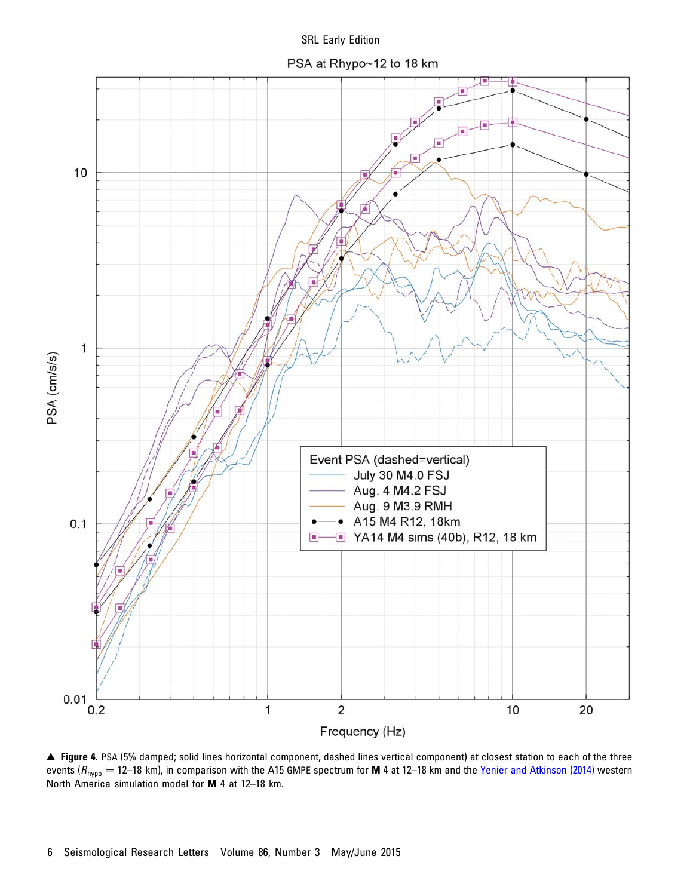▲ **Figure 4.** PSA (5% damped; solid lines horizontal component, dashed lines vertical component) at closest station to each of the three events ($R_{hypo}$ = 12–18 km), in comparison with the A15 GMPE spectrum for **M** 4 at 12–18 km and the Yenier and Atkinson (2014) western North America simulation model for **M** 4 at 12–18 km.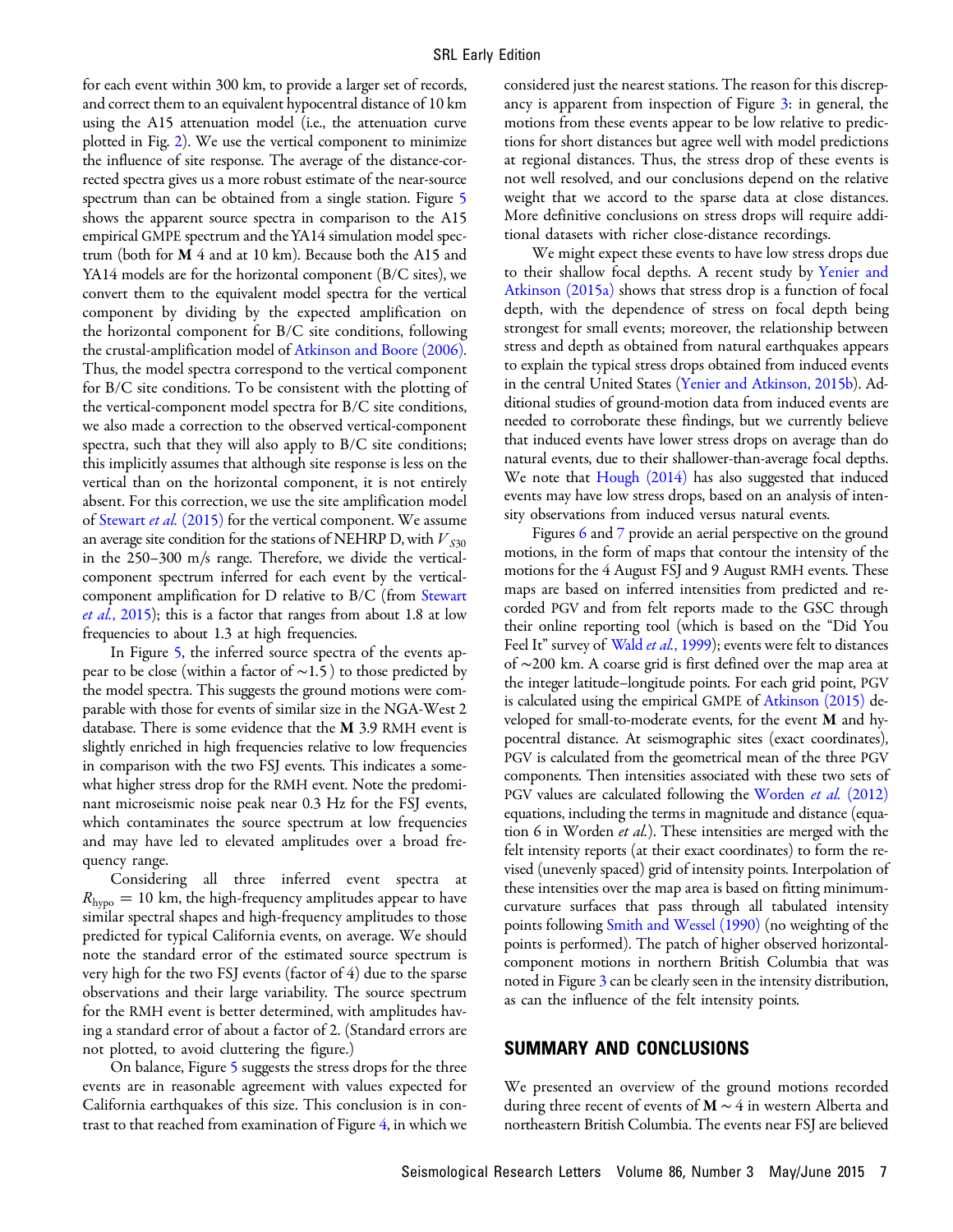for each event within 300 km, to provide a larger set of records, and correct them to an equivalent hypocentral distance of 10 km using the A15 attenuation model (i.e., the attenuation curve plotted in Fig. 2). We use the vertical component to minimize the influence of site response. The average of the distance-corrected spectra gives us a more robust estimate of the near-source spectrum than can be obtained from a single station. Figure 5 shows the apparent source spectra in comparison to the A15 empirical GMPE spectrum and the YA14 simulation model spectrum (both for **M** 4 and at 10 km). Because both the A15 and YA14 models are for the horizontal component (B/C sites), we convert them to the equivalent model spectra for the vertical component by dividing by the expected amplification on the horizontal component for B/C site conditions, following the crustal-amplification model of Atkinson and Boore (2006). Thus, the model spectra correspond to the vertical component for B/C site conditions. To be consistent with the plotting of the vertical-component model spectra for B/C site conditions, we also made a correction to the observed vertical-component spectra, such that they will also apply to B/C site conditions; this implicitly assumes that although site response is less on the vertical than on the horizontal component, it is not entirely absent. For this correction, we use the site amplification model of Stewart *et al.* (2015) for the vertical component. We assume an average site condition for the stations of NEHRP D, with $V_{S30}$ in the 250–300 m/s range. Therefore, we divide the vertical-component spectrum inferred for each event by the vertical-component amplification for D relative to B/C (from Stewart *et al.*, 2015); this is a factor that ranges from about 1.8 at low frequencies to about 1.3 at high frequencies.

In Figure 5, the inferred source spectra of the events appear to be close (within a factor of ~1.5) to those predicted by the model spectra. This suggests the ground motions were comparable with those for events of similar size in the NGA-West 2 database. There is some evidence that the **M** 3.9 RMH event is slightly enriched in high frequencies relative to low frequencies in comparison with the two FSJ events. This indicates a somewhat higher stress drop for the RMH event. Note the predominant microseismic noise peak near 0.3 Hz for the FSJ events, which contaminates the source spectrum at low frequencies and may have led to elevated amplitudes over a broad frequency range.

Considering all three inferred event spectra at $R_{hypo} = 10$ km, the high-frequency amplitudes appear to have similar spectral shapes and high-frequency amplitudes to those predicted for typical California events, on average. We should note the standard error of the estimated source spectrum is very high for the two FSJ events (factor of 4) due to the sparse observations and their large variability. The source spectrum for the RMH event is better determined, with amplitudes having a standard error of about a factor of 2. (Standard errors are not plotted, to avoid cluttering the figure.)

On balance, Figure 5 suggests the stress drops for the three events are in reasonable agreement with values expected for California earthquakes of this size. This conclusion is in contrast to that reached from examination of Figure 4, in which we considered just the nearest stations. The reason for this discrepancy is apparent from inspection of Figure 3: in general, the motions from these events appear to be low relative to predictions for short distances but agree well with model predictions at regional distances. Thus, the stress drop of these events is not well resolved, and our conclusions depend on the relative weight that we accord to the sparse data at close distances. More definitive conclusions on stress drops will require additional datasets with richer close-distance recordings.

We might expect these events to have low stress drops due to their shallow focal depths. A recent study by Yenier and Atkinson (2015a) shows that stress drop is a function of focal depth, with the dependence of stress on focal depth being strongest for small events; moreover, the relationship between stress and depth as obtained from natural earthquakes appears to explain the typical stress drops obtained from induced events in the central United States (Yenier and Atkinson, 2015b). Additional studies of ground-motion data from induced events are needed to corroborate these findings, but we currently believe that induced events have lower stress drops on average than do natural events, due to their shallower-than-average focal depths. We note that Hough (2014) has also suggested that induced events may have low stress drops, based on an analysis of intensity observations from induced versus natural events.

Figures 6 and 7 provide an aerial perspective on the ground motions, in the form of maps that contour the intensity of the motions for the 4 August FSJ and 9 August RMH events. These maps are based on inferred intensities from predicted and recorded PGV and from felt reports made to the GSC through their online reporting tool (which is based on the "Did You Feel It" survey of Wald *et al.*, 1999); events were felt to distances of ~200 km. A coarse grid is first defined over the map area at the integer latitude–longitude points. For each grid point, PGV is calculated using the empirical GMPE of Atkinson (2015) developed for small-to-moderate events, for the event **M** and hypocentral distance. At seismographic sites (exact coordinates), PGV is calculated from the geometrical mean of the three PGV components. Then intensities associated with these two sets of PGV values are calculated following the Worden *et al.* (2012) equations, including the terms in magnitude and distance (equation 6 in Worden *et al.*). These intensities are merged with the felt intensity reports (at their exact coordinates) to form the revised (unevenly spaced) grid of intensity points. Interpolation of these intensities over the map area is based on fitting minimum-curvature surfaces that pass through all tabulated intensity points following Smith and Wessel (1990) (no weighting of the points is performed). The patch of higher observed horizontal-component motions in northern British Columbia that was noted in Figure 3 can be clearly seen in the intensity distribution, as can the influence of the felt intensity points.

## SUMMARY AND CONCLUSIONS

We presented an overview of the ground motions recorded during three recent of events of **M** ~ 4 in western Alberta and northeastern British Columbia. The events near FSJ are believed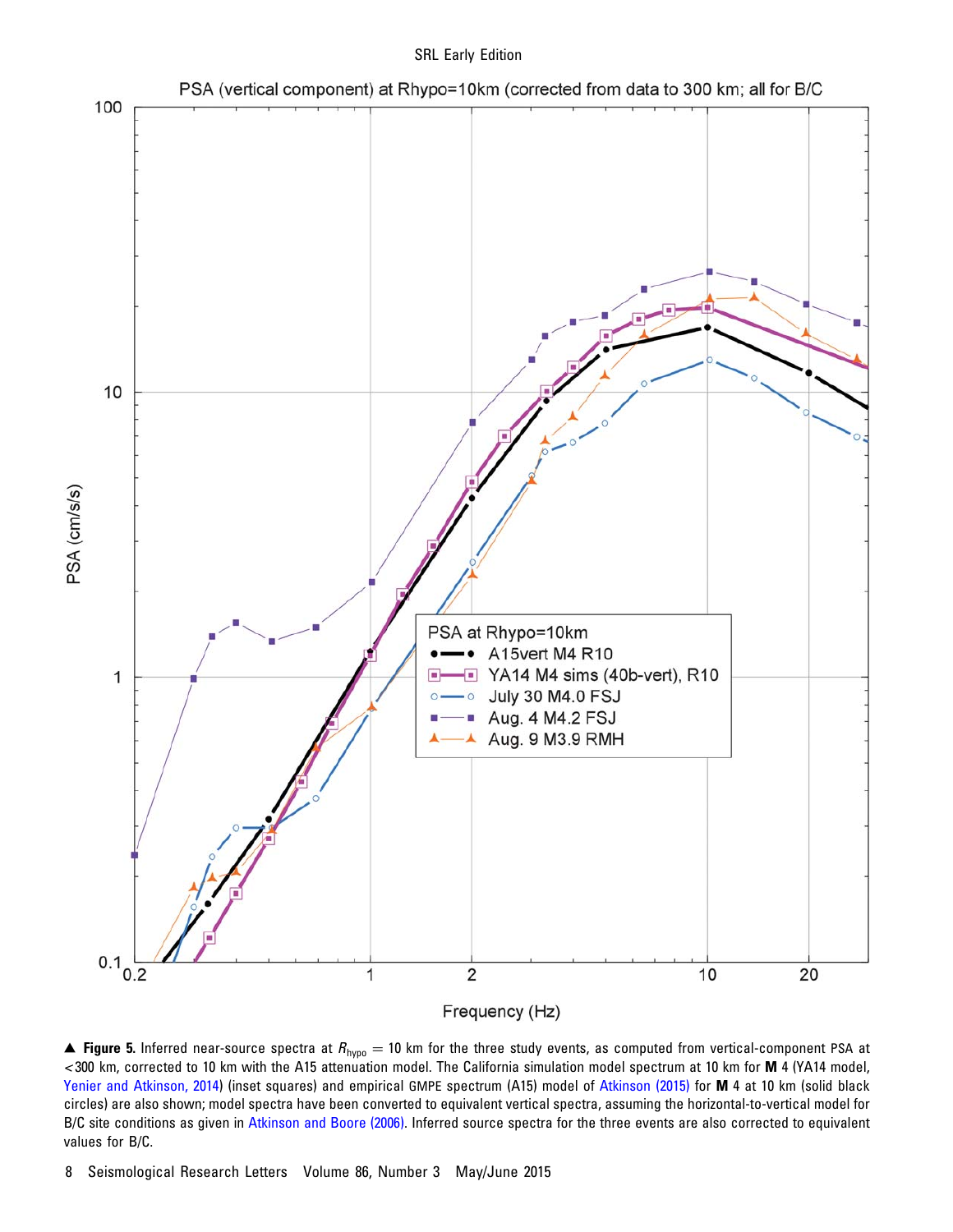▲ **Figure 5.** Inferred near-source spectra at $R_{hypo} = 10$ km for the three study events, as computed from vertical-component PSA at <300 km, corrected to 10 km with the A15 attenuation model. The California simulation model spectrum at 10 km for **M** 4 (YA14 model, Yenier and Atkinson, 2014) (inset squares) and empirical GMPE spectrum (A15) model of Atkinson (2015) for **M** 4 at 10 km (solid black circles) are also shown; model spectra have been converted to equivalent vertical spectra, assuming the horizontal-to-vertical model for B/C site conditions as given in Atkinson and Boore (2006). Inferred source spectra for the three events are also corrected to equivalent values for B/C.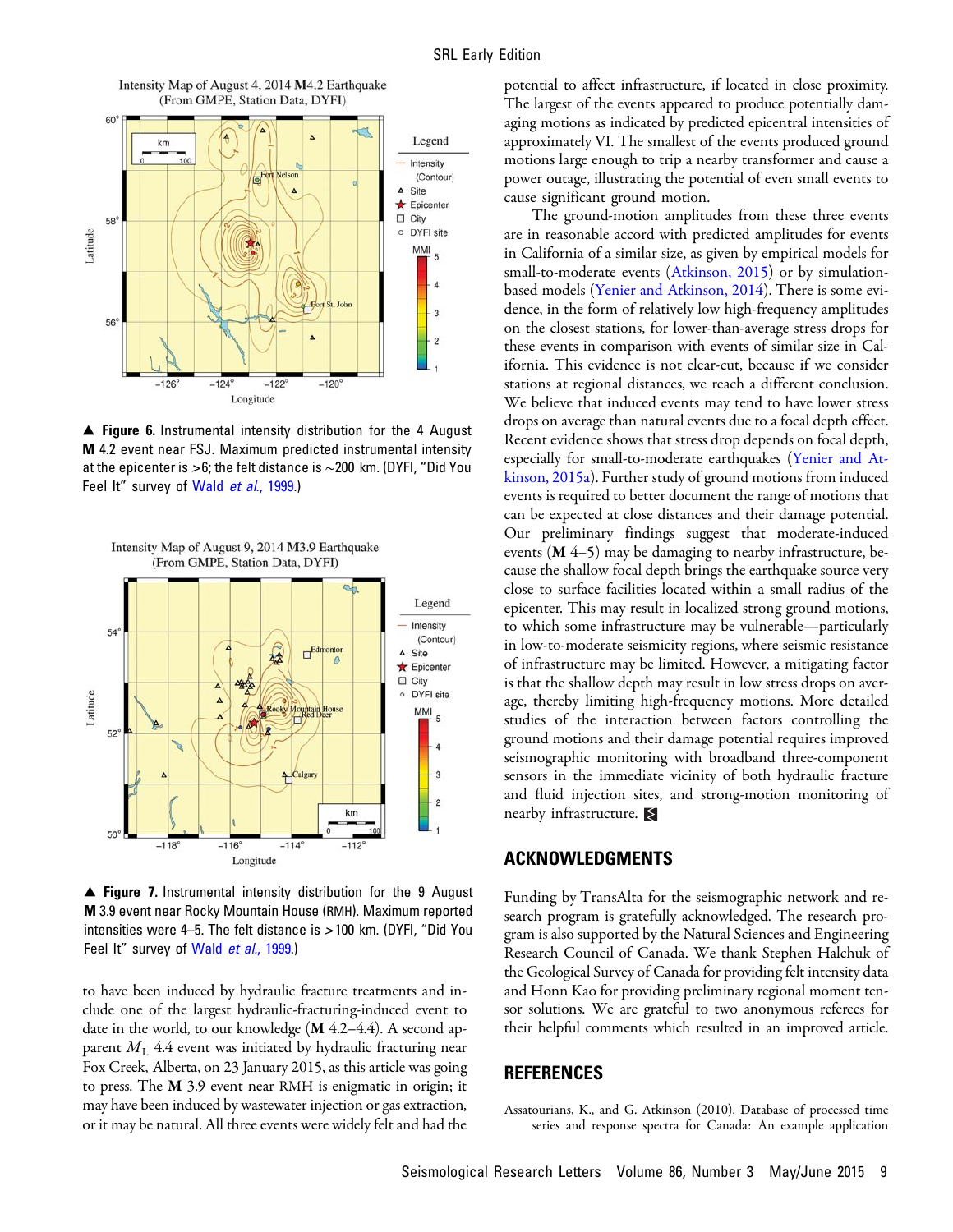Intensity Map of August 4, 2014 M4.2 Earthquake
(From GMPE, Station Data, DYFI)

km
0 100
Fort Nelson
Fort St. John
60°
58°
56°
Latitude
−126° −124° −122° −120°
Longitude
Legend
Intensity (Contour)
Site
Epicenter
City
DYFI site
MMI
5
4
3
2
1

▲ **Figure 6.** Instrumental intensity distribution for the 4 August **M** 4.2 event near FSJ. Maximum predicted instrumental intensity at the epicenter is >6; the felt distance is ~200 km. (DYFI, "Did You Feel It" survey of Wald *et al.*, 1999.)

Intensity Map of August 9, 2014 M3.9 Earthquake
(From GMPE, Station Data, DYFI)

Edmonton
Rocky Mountain House
Red Deer
Calgary
km
0 100
54°
52°
50°
Latitude
−118° −116° −114° −112°
Longitude
Legend
Intensity (Contour)
Site
Epicenter
City
DYFI site
MMI
5
4
3
2
1

▲ **Figure 7.** Instrumental intensity distribution for the 9 August **M** 3.9 event near Rocky Mountain House (RMH). Maximum reported intensities were 4–5. The felt distance is >100 km. (DYFI, "Did You Feel It" survey of Wald *et al.*, 1999.)

to have been induced by hydraulic fracture treatments and include one of the largest hydraulic-fracturing-induced event to date in the world, to our knowledge (**M** 4.2–4.4). A second apparent $M_L$ 4.4 event was initiated by hydraulic fracturing near Fox Creek, Alberta, on 23 January 2015, as this article was going to press. The **M** 3.9 event near RMH is enigmatic in origin; it may have been induced by wastewater injection or gas extraction, or it may be natural. All three events were widely felt and had the potential to affect infrastructure, if located in close proximity. The largest of the events appeared to produce potentially damaging motions as indicated by predicted epicentral intensities of approximately VI. The smallest of the events produced ground motions large enough to trip a nearby transformer and cause a power outage, illustrating the potential of even small events to cause significant ground motion.

The ground-motion amplitudes from these three events are in reasonable accord with predicted amplitudes for events in California of a similar size, as given by empirical models for small-to-moderate events (Atkinson, 2015) or by simulation-based models (Yenier and Atkinson, 2014). There is some evidence, in the form of relatively low high-frequency amplitudes on the closest stations, for lower-than-average stress drops for these events in comparison with events of similar size in California. This evidence is not clear-cut, because if we consider stations at regional distances, we reach a different conclusion. We believe that induced events may tend to have lower stress drops on average than natural events due to a focal depth effect. Recent evidence shows that stress drop depends on focal depth, especially for small-to-moderate earthquakes (Yenier and Atkinson, 2015a). Further study of ground motions from induced events is required to better document the range of motions that can be expected at close distances and their damage potential. Our preliminary findings suggest that moderate-induced events (**M** 4–5) may be damaging to nearby infrastructure, because the shallow focal depth brings the earthquake source very close to surface facilities located within a small radius of the epicenter. This may result in localized strong ground motions, to which some infrastructure may be vulnerable—particularly in low-to-moderate seismicity regions, where seismic resistance of infrastructure may be limited. However, a mitigating factor is that the shallow depth may result in low stress drops on average, thereby limiting high-frequency motions. More detailed studies of the interaction between factors controlling the ground motions and their damage potential requires improved seismographic monitoring with broadband three-component sensors in the immediate vicinity of both hydraulic fracture and fluid injection sites, and strong-motion monitoring of nearby infrastructure.

## ACKNOWLEDGMENTS

Funding by TransAlta for the seismographic network and research program is gratefully acknowledged. The research program is also supported by the Natural Sciences and Engineering Research Council of Canada. We thank Stephen Halchuk of the Geological Survey of Canada for providing felt intensity data and Honn Kao for providing preliminary regional moment tensor solutions. We are grateful to two anonymous referees for their helpful comments which resulted in an improved article.

## REFERENCES

Assatourians, K., and G. Atkinson (2010). Database of processed time series and response spectra for Canada: An example application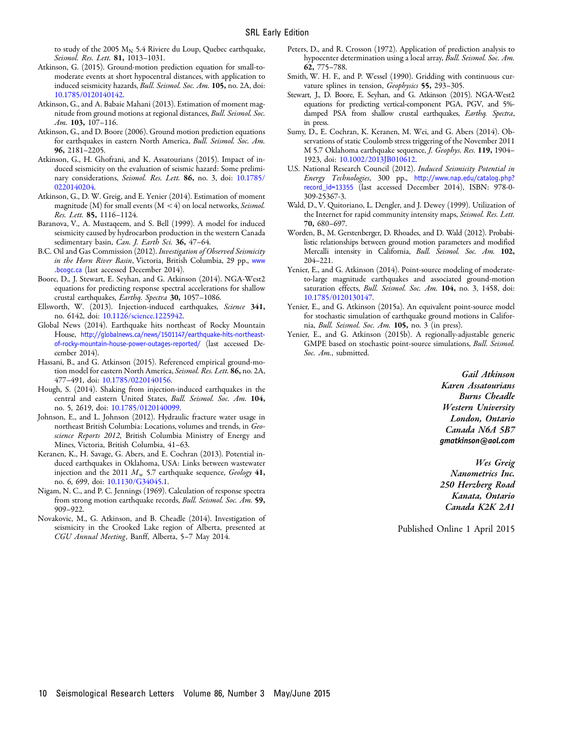to study of the 2005 $M_N$ 5.4 Riviere du Loup, Quebec earthquake, *Seismol. Res. Lett.* **81,** 1013–1031.

Atkinson, G. (2015). Ground-motion prediction equation for small-to-moderate events at short hypocentral distances, with application to induced seismicity hazards, *Bull. Seismol. Soc. Am.* **105,** no. 2A, doi: 10.1785/0120140142.

Atkinson, G., and A. Babaie Mahani (2013). Estimation of moment magnitude from ground motions at regional distances, *Bull. Seismol. Soc. Am.* **103,** 107–116.

Atkinson, G., and D. Boore (2006). Ground motion prediction equations for earthquakes in eastern North America, *Bull. Seismol. Soc. Am.* **96,** 2181–2205.

Atkinson, G., H. Ghofrani, and K. Assatourians (2015). Impact of induced seismicity on the evaluation of seismic hazard: Some preliminary considerations, *Seismol. Res. Lett.* **86,** no. 3, doi: 10.1785/0220140204.

Atkinson, G., D. W. Greig, and E. Yenier (2014). Estimation of moment magnitude (M) for small events ($M < 4$) on local networks, *Seismol. Res. Lett.* **85,** 1116–1124.

Baranova, V., A. Mustaqeem, and S. Bell (1999). A model for induced seismicity caused by hydrocarbon production in the western Canada sedimentary basin, *Can. J. Earth Sci.* **36,** 47–64.

B.C. Oil and Gas Commission (2012). *Investigation of Observed Seismicity in the Horn River Basin*, Victoria, British Columbia, 29 pp., www.bcogc.ca (last accessed December 2014).

Boore, D., J. Stewart, E. Seyhan, and G. Atkinson (2014). NGA-West2 equations for predicting response spectral accelerations for shallow crustal earthquakes, *Earthq. Spectra* **30,** 1057–1086.

Ellsworth, W. (2013). Injection-induced earthquakes, *Science* **341,** no. 6142, doi: 10.1126/science.1225942.

Global News (2014). Earthquake hits northeast of Rocky Mountain House, http://globalnews.ca/news/1501147/earthquake-hits-northeast-of-rocky-mountain-house-power-outages-reported/ (last accessed December 2014).

Hassani, B., and G. Atkinson (2015). Referenced empirical ground-motion model for eastern North America, *Seismol. Res. Lett.* **86,** no. 2A, 477–491, doi: 10.1785/0220140156.

Hough, S. (2014). Shaking from injection-induced earthquakes in the central and eastern United States, *Bull. Seismol. Soc. Am.* **104,** no. 5, 2619, doi: 10.1785/0120140099.

Johnson, E., and L. Johnson (2012). Hydraulic fracture water usage in northeast British Columbia: Locations, volumes and trends, in *Geoscience Reports 2012*, British Columbia Ministry of Energy and Mines, Victoria, British Columbia, 41–63.

Keranen, K., H. Savage, G. Abers, and E. Cochran (2013). Potential induced earthquakes in Oklahoma, USA: Links between wastewater injection and the 2011 $M_w$ 5.7 earthquake sequence, *Geology* **41,** no. 6, 699, doi: 10.1130/G34045.1.

Nigam, N. C., and P. C. Jennings (1969). Calculation of response spectra from strong motion earthquake records, *Bull. Seismol. Soc. Am.* **59,** 909–922.

Novakovic, M., G. Atkinson, and B. Cheadle (2014). Investigation of seismicity in the Crooked Lake region of Alberta, presented at *CGU Annual Meeting*, Banff, Alberta, 5–7 May 2014.

Peters, D., and R. Crosson (1972). Application of prediction analysis to hypocenter determination using a local array, *Bull. Seismol. Soc. Am.* **62,** 775–788.

Smith, W. H. F., and P. Wessel (1990). Gridding with continuous curvature splines in tension, *Geophysics* **55,** 293–305.

Stewart, J., D. Boore, E. Seyhan, and G. Atkinson (2015). NGA-West2 equations for predicting vertical-component PGA, PGV, and 5%-damped PSA from shallow crustal earthquakes, *Earthq. Spectra*, in press.

Sumy, D., E. Cochran, K. Keranen, M. Wei, and G. Abers (2014). Observations of static Coulomb stress triggering of the November 2011 M 5.7 Oklahoma earthquake sequence, *J. Geophys. Res.* **119,** 1904–1923, doi: 10.1002/2013JB010612.

U.S. National Research Council (2012). *Induced Seismicity Potential in Energy Technologies*, 300 pp., http://www.nap.edu/catalog.php?record_id=13355 (last accessed December 2014), ISBN: 978-0-309-25367-3.

Wald, D., V. Quitoriano, L. Dengler, and J. Dewey (1999). Utilization of the Internet for rapid community intensity maps, *Seismol. Res. Lett.* **70,** 680–697.

Worden, B., M. Gerstenberger, D. Rhoades, and D. Wald (2012). Probabilistic relationships between ground motion parameters and modified Mercalli intensity in California, *Bull. Seismol. Soc. Am.* **102,** 204–221.

Yenier, E., and G. Atkinson (2014). Point-source modeling of moderate-to-large magnitude earthquakes and associated ground-motion saturation effects, *Bull. Seismol. Soc. Am.* **104,** no. 3, 1458, doi: 10.1785/0120130147.

Yenier, E., and G. Atkinson (2015a). An equivalent point-source model for stochastic simulation of earthquake ground motions in California, *Bull. Seismol. Soc. Am.* **105,** no. 3 (in press).

Yenier, E., and G. Atkinson (2015b). A regionally-adjustable generic GMPE based on stochastic point-source simulations, *Bull. Seismol. Soc. Am.*, submitted.

*Gail Atkinson*
*Karen Assatourians*
*Burns Cheadle*
*Western University*
*London, Ontario*
*Canada N6A 5B7*
gmatkinson@aol.com

*Wes Greig*
*Nanometrics Inc.*
*250 Herzberg Road*
*Kanata, Ontario*
*Canada K2K 2A1*

Published Online 1 April 2015